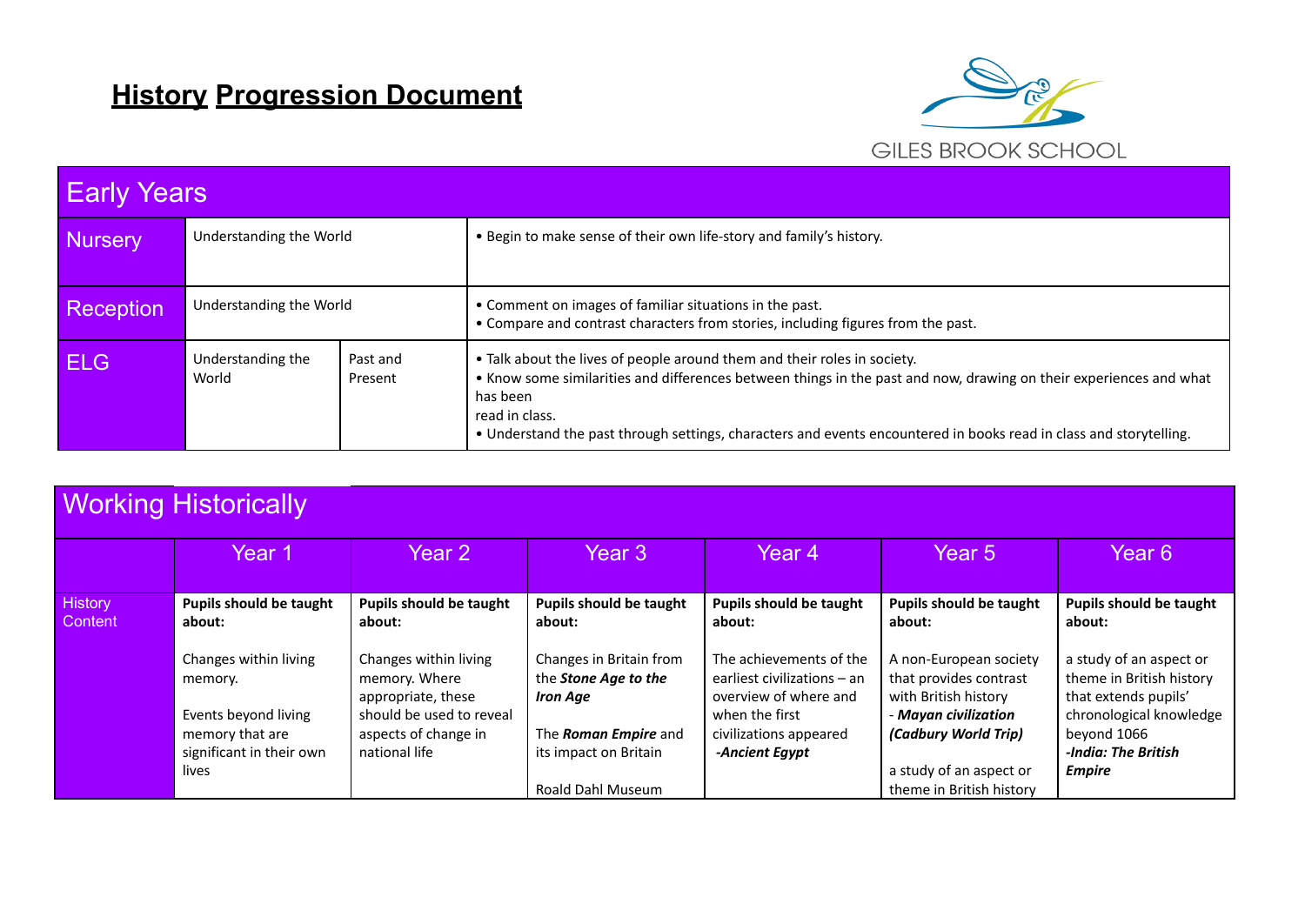# History Progression Document

GILES BROOK SCHOOL

| Early Years | | | |
|---|---|---|---|
| Nursery | Understanding the World | | • Begin to make sense of their own life-story and family's history. |
| Reception | Understanding the World | | • Comment on images of familiar situations in the past.<br>• Compare and contrast characters from stories, including figures from the past. |
| ELG | Understanding the World | Past and Present | • Talk about the lives of people around them and their roles in society.<br>• Know some similarities and differences between things in the past and now, drawing on their experiences and what has been read in class.<br>• Understand the past through settings, characters and events encountered in books read in class and storytelling. |

| Working Historically | | | | | | |
|---|---|---|---|---|---|---|
| | Year 1 | Year 2 | Year 3 | Year 4 | Year 5 | Year 6 |
| History Content | **Pupils should be taught about:**<br><br>Changes within living memory.<br><br>Events beyond living memory that are significant in their own lives | **Pupils should be taught about:**<br><br>Changes within living memory. Where appropriate, these should be used to reveal aspects of change in national life | **Pupils should be taught about:**<br><br>Changes in Britain from the ***Stone Age to the Iron Age***<br><br>The ***Roman Empire*** and its impact on Britain<br><br>Roald Dahl Museum | **Pupils should be taught about:**<br><br>The achievements of the earliest civilizations – an overview of where and when the first civilizations appeared<br>***-Ancient Egypt*** | **Pupils should be taught about:**<br><br>A non-European society that provides contrast with British history<br>- ***Mayan civilization (Cadbury World Trip)***<br><br>a study of an aspect or theme in British history | **Pupils should be taught about:**<br><br>a study of an aspect or theme in British history that extends pupils' chronological knowledge beyond 1066<br>***-India: The British Empire*** |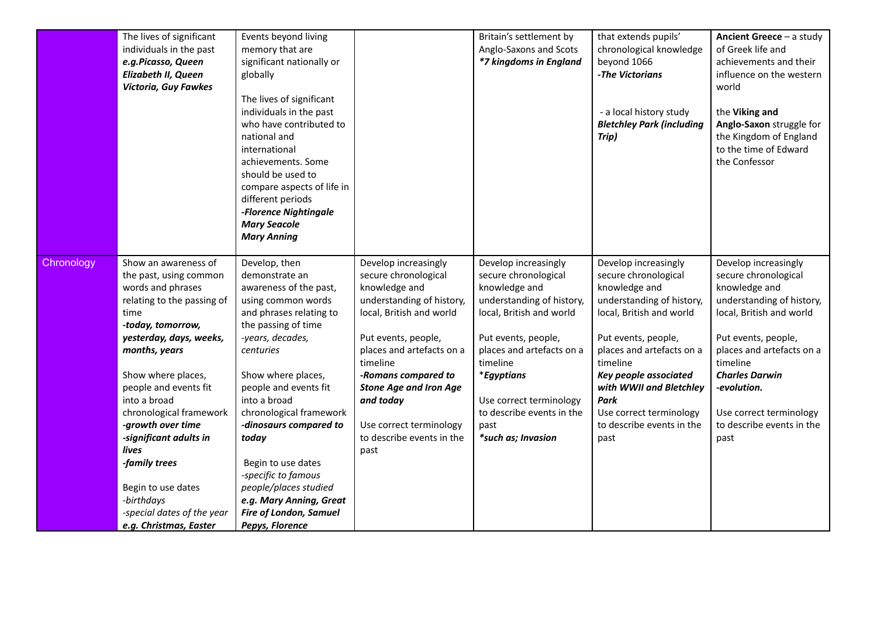| | | | | | | |
|---|---|---|---|---|---|---|
| | The lives of significant individuals in the past ***e.g.Picasso, Queen Elizabeth II, Queen Victoria, Guy Fawkes*** | Events beyond living memory that are significant nationally or globally<br><br>The lives of significant individuals in the past who have contributed to national and international achievements. Some should be used to compare aspects of life in different periods<br>***-Florence Nightingale***<br>***Mary Seacole***<br>***Mary Anning*** | | Britain's settlement by Anglo-Saxons and Scots<br>****7 kingdoms in England*** | that extends pupils' chronological knowledge beyond 1066<br>***-The Victorians***<br><br>- a local history study ***Bletchley Park (including Trip)*** | **Ancient Greece** – a study of Greek life and achievements and their influence on the western world<br><br>the **Viking and Anglo-Saxon** struggle for the Kingdom of England to the time of Edward the Confessor |
| Chronology | Show an awareness of the past, using common words and phrases relating to the passing of time<br>***-today, tomorrow, yesterday, days, weeks, months, years***<br><br>Show where places, people and events fit into a broad chronological framework<br>***-growth over time***<br>***-significant adults in lives***<br>***-family trees***<br><br>Begin to use dates<br>*-birthdays*<br>*-special dates of the year*<br>***e.g. Christmas, Easter*** | Develop, then demonstrate an awareness of the past, using common words and phrases relating to the passing of time<br>*-years, decades, centuries*<br><br>Show where places, people and events fit into a broad chronological framework<br>***-dinosaurs compared to today***<br><br>Begin to use dates<br>*-specific to famous people/places studied*<br>***e.g. Mary Anning, Great Fire of London, Samuel Pepys, Florence*** | Develop increasingly secure chronological knowledge and understanding of history, local, British and world<br><br>Put events, people, places and artefacts on a timeline<br>***-Romans compared to Stone Age and Iron Age and today***<br><br>Use correct terminology to describe events in the past | Develop increasingly secure chronological knowledge and understanding of history, local, British and world<br><br>Put events, people, places and artefacts on a timeline<br>**Egyptians*<br><br>Use correct terminology to describe events in the past<br>****such as; Invasion*** | Develop increasingly secure chronological knowledge and understanding of history, local, British and world<br><br>Put events, people, places and artefacts on a timeline<br>***Key people associated with WWII and Bletchley Park***<br>Use correct terminology to describe events in the past | Develop increasingly secure chronological knowledge and understanding of history, local, British and world<br><br>Put events, people, places and artefacts on a timeline<br>***Charles Darwin***<br>***-evolution.***<br><br>Use correct terminology to describe events in the past |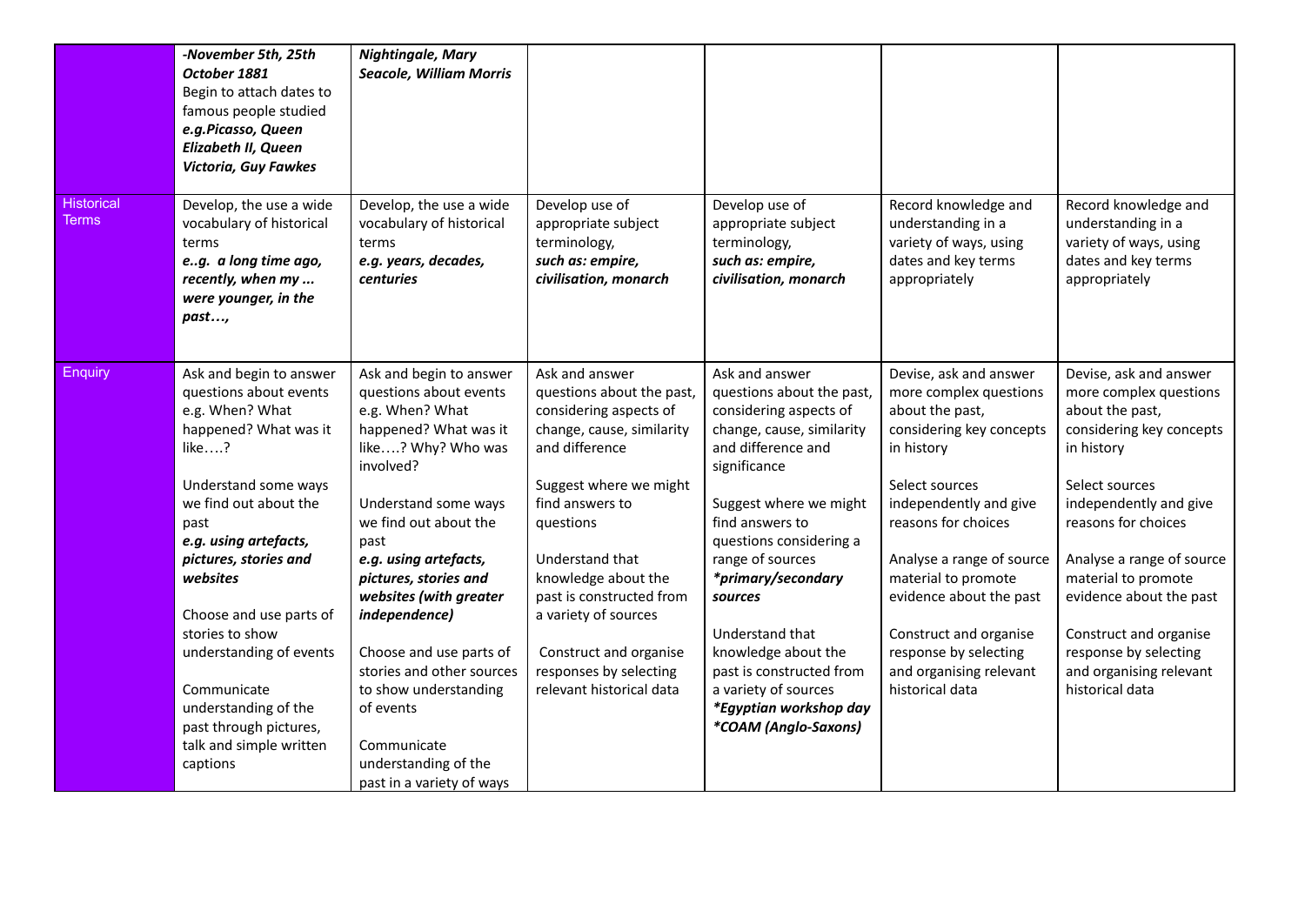| | | | | | | |
|---|---|---|---|---|---|---|
| | ***-November 5th, 25th October 1881***<br>Begin to attach dates to famous people studied<br>***e.g.Picasso, Queen Elizabeth II, Queen Victoria, Guy Fawkes*** | ***Nightingale, Mary Seacole, William Morris*** | | | | |
| Historical Terms | Develop, the use a wide vocabulary of historical terms<br>***e..g. a long time ago, recently, when my ... were younger, in the past…,*** | Develop, the use a wide vocabulary of historical terms<br>***e.g. years, decades, centuries*** | Develop use of appropriate subject terminology,<br>***such as: empire, civilisation, monarch*** | Develop use of appropriate subject terminology,<br>***such as: empire, civilisation, monarch*** | Record knowledge and understanding in a variety of ways, using dates and key terms appropriately | Record knowledge and understanding in a variety of ways, using dates and key terms appropriately |
| Enquiry | Ask and begin to answer questions about events e.g. When? What happened? What was it like….?<br><br>Understand some ways we find out about the past<br>***e.g. using artefacts, pictures, stories and websites***<br><br>Choose and use parts of stories to show understanding of events<br><br>Communicate understanding of the past through pictures, talk and simple written captions | Ask and begin to answer questions about events e.g. When? What happened? What was it like….? Why? Who was involved?<br><br>Understand some ways we find out about the past<br>***e.g. using artefacts, pictures, stories and websites (with greater independence)***<br><br>Choose and use parts of stories and other sources to show understanding of events<br><br>Communicate understanding of the past in a variety of ways | Ask and answer questions about the past, considering aspects of change, cause, similarity and difference<br><br>Suggest where we might find answers to questions<br><br>Understand that knowledge about the past is constructed from a variety of sources<br><br>Construct and organise responses by selecting relevant historical data | Ask and answer questions about the past, considering aspects of change, cause, similarity and difference and significance<br><br>Suggest where we might find answers to questions considering a range of sources<br>***\*primary/secondary sources***<br><br>Understand that knowledge about the past is constructed from a variety of sources<br>***\*Egyptian workshop day***<br>***\*COAM (Anglo-Saxons)*** | Devise, ask and answer more complex questions about the past, considering key concepts in history<br><br>Select sources independently and give reasons for choices<br><br>Analyse a range of source material to promote evidence about the past<br><br>Construct and organise response by selecting and organising relevant historical data | Devise, ask and answer more complex questions about the past, considering key concepts in history<br><br>Select sources independently and give reasons for choices<br><br>Analyse a range of source material to promote evidence about the past<br><br>Construct and organise response by selecting and organising relevant historical data |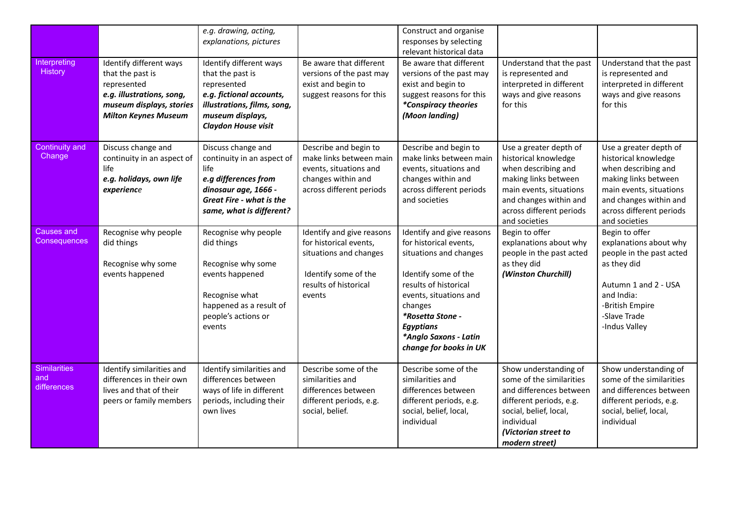| | | | | | | |
|---|---|---|---|---|---|---|
| | | *e.g. drawing, acting, explanations, pictures* | | Construct and organise responses by selecting relevant historical data | | |
| Interpreting History | Identify different ways that the past is represented ***e.g. illustrations, song, museum displays, stories Milton Keynes Museum*** | Identify different ways that the past is represented ***e.g. fictional accounts, illustrations, films, song, museum displays, Claydon House visit*** | Be aware that different versions of the past may exist and begin to suggest reasons for this | Be aware that different versions of the past may exist and begin to suggest reasons for this ****Conspiracy theories (Moon landing)*** | Understand that the past is represented and interpreted in different ways and give reasons for this | Understand that the past is represented and interpreted in different ways and give reasons for this |
| Continuity and Change | Discuss change and continuity in an aspect of life ***e.g. holidays, own life experience*** | Discuss change and continuity in an aspect of life ***e.g differences from dinosaur age, 1666 - Great Fire - what is the same, what is different?*** | Describe and begin to make links between main events, situations and changes within and across different periods | Describe and begin to make links between main events, situations and changes within and across different periods and societies | Use a greater depth of historical knowledge when describing and making links between main events, situations and changes within and across different periods and societies | Use a greater depth of historical knowledge when describing and making links between main events, situations and changes within and across different periods and societies |
| Causes and Consequences | Recognise why people did things<br><br>Recognise why some events happened | Recognise why people did things<br><br>Recognise why some events happened<br><br>Recognise what happened as a result of people's actions or events | Identify and give reasons for historical events, situations and changes<br><br>Identify some of the results of historical events | Identify and give reasons for historical events, situations and changes<br><br>Identify some of the results of historical events, situations and changes<br>****Rosetta Stone - Egyptians***<br>****Anglo Saxons - Latin change for books in UK*** | Begin to offer explanations about why people in the past acted as they did ***(Winston Churchill)*** | Begin to offer explanations about why people in the past acted as they did<br><br>Autumn 1 and 2 - USA and India:<br>-British Empire<br>-Slave Trade<br>-Indus Valley |
| Similarities and differences | Identify similarities and differences in their own lives and that of their peers or family members | Identify similarities and differences between ways of life in different periods, including their own lives | Describe some of the similarities and differences between different periods, e.g. social, belief. | Describe some of the similarities and differences between different periods, e.g. social, belief, local, individual | Show understanding of some of the similarities and differences between different periods, e.g. social, belief, local, individual ***(Victorian street to modern street)*** | Show understanding of some of the similarities and differences between different periods, e.g. social, belief, local, individual |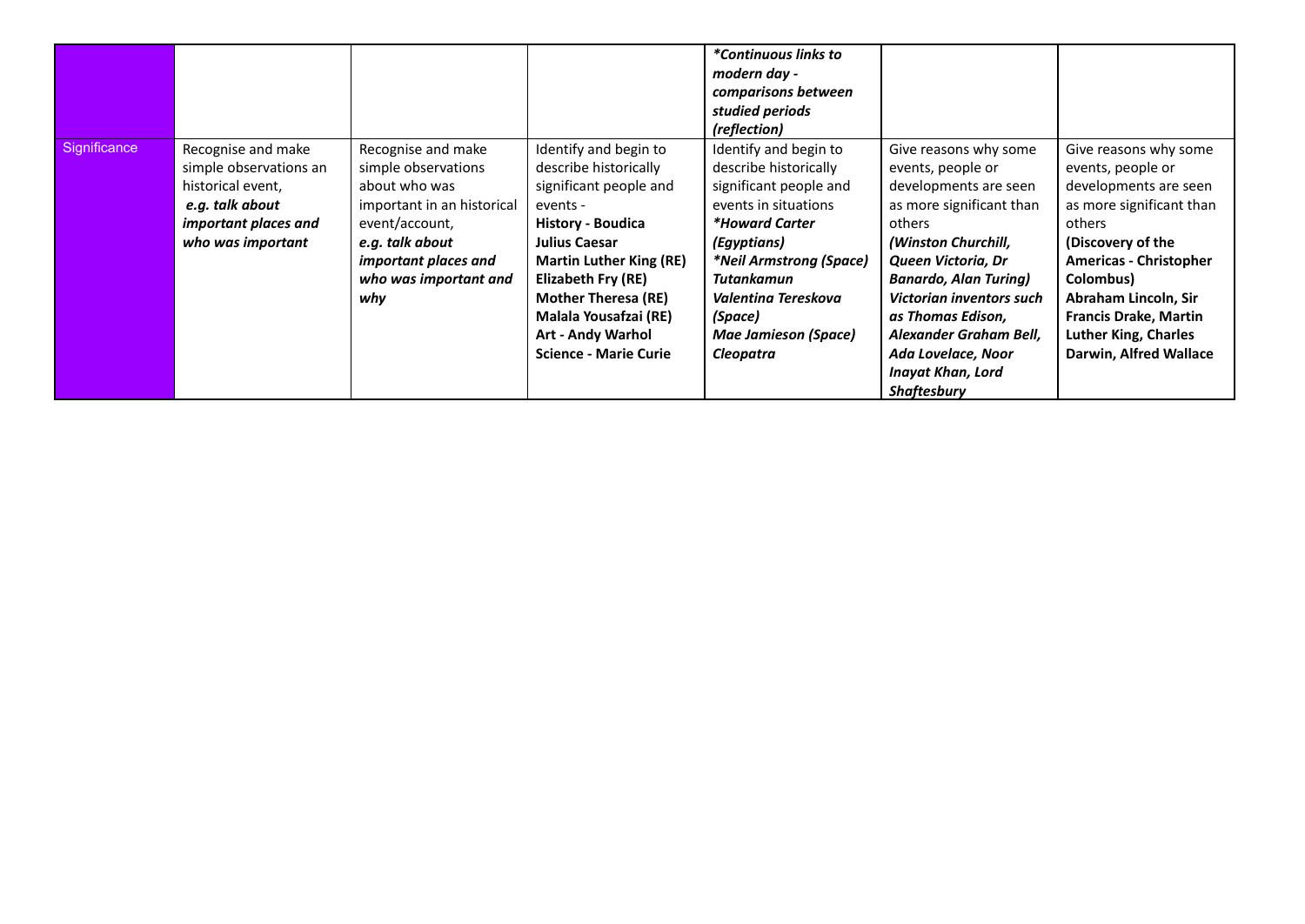| | | | | | | |
|---|---|---|---|---|---|---|
| | | | | ***Continuous links to modern day - comparisons between studied periods (reflection)*** | | |
| Significance | Recognise and make simple observations an historical event, ***e.g. talk about important places and who was important*** | Recognise and make simple observations about who was important in an historical event/account, ***e.g. talk about important places and who was important and why*** | Identify and begin to describe historically significant people and events - **History - Boudica** **Julius Caesar** **Martin Luther King (RE)** **Elizabeth Fry (RE)** **Mother Theresa (RE)** **Malala Yousafzai (RE)** **Art - Andy Warhol** **Science - Marie Curie** | Identify and begin to describe historically significant people and events in situations ***\*Howard Carter (Egyptians)*** ***\*Neil Armstrong (Space)*** ***Tutankamun*** ***Valentina Tereskova (Space)*** ***Mae Jamieson (Space)*** ***Cleopatra*** | Give reasons why some events, people or developments are seen as more significant than others ***(Winston Churchill, Queen Victoria, Dr Banardo, Alan Turing)*** ***Victorian inventors such as Thomas Edison, Alexander Graham Bell, Ada Lovelace, Noor Inayat Khan, Lord Shaftesbury*** | Give reasons why some events, people or developments are seen as more significant than others **(Discovery of the Americas - Christopher Colombus)** **Abraham Lincoln, Sir Francis Drake, Martin Luther King, Charles Darwin, Alfred Wallace** |